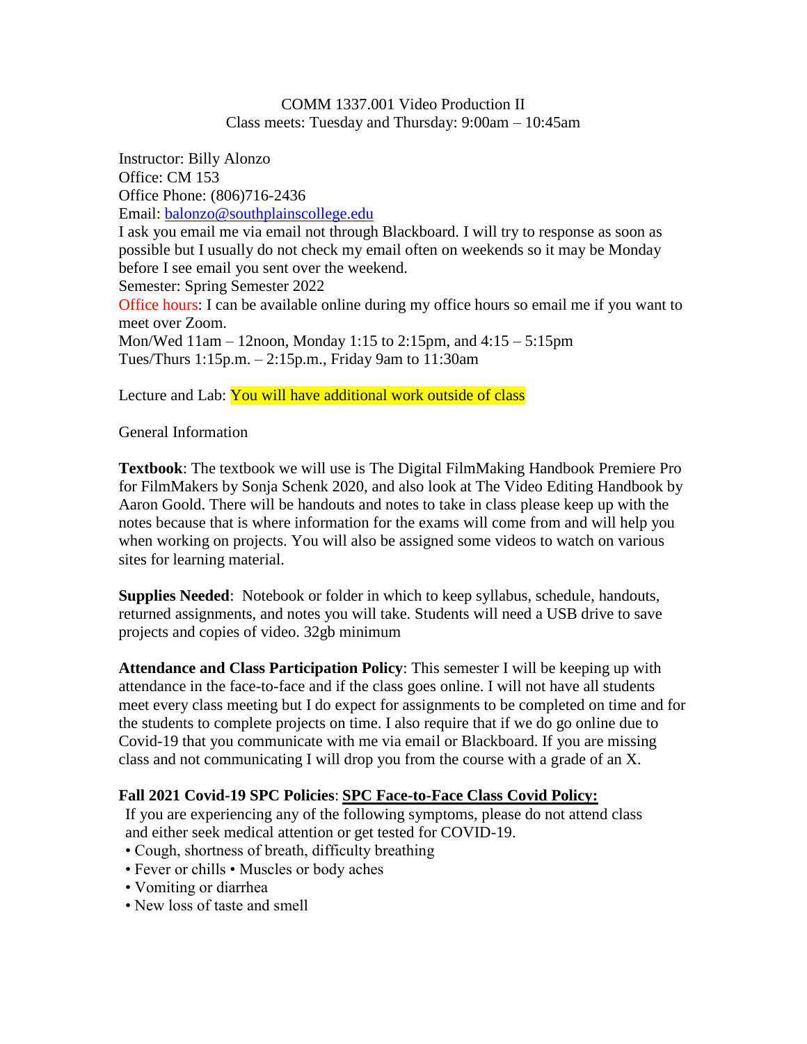COMM 1337.001 Video Production II
Class meets: Tuesday and Thursday: 9:00am – 10:45am

Instructor: Billy Alonzo
Office: CM 153
Office Phone: (806)716-2436
Email: balonzo@southplainscollege.edu
I ask you email me via email not through Blackboard. I will try to response as soon as possible but I usually do not check my email often on weekends so it may be Monday before I see email you sent over the weekend.
Semester: Spring Semester 2022
Office hours: I can be available online during my office hours so email me if you want to meet over Zoom.
Mon/Wed 11am – 12noon, Monday 1:15 to 2:15pm, and 4:15 – 5:15pm
Tues/Thurs 1:15p.m. – 2:15p.m., Friday 9am to 11:30am

Lecture and Lab: You will have additional work outside of class

General Information

**Textbook**: The textbook we will use is The Digital FilmMaking Handbook Premiere Pro for FilmMakers by Sonja Schenk 2020, and also look at The Video Editing Handbook by Aaron Goold. There will be handouts and notes to take in class please keep up with the notes because that is where information for the exams will come from and will help you when working on projects. You will also be assigned some videos to watch on various sites for learning material.

**Supplies Needed**: Notebook or folder in which to keep syllabus, schedule, handouts, returned assignments, and notes you will take. Students will need a USB drive to save projects and copies of video. 32gb minimum

**Attendance and Class Participation Policy**: This semester I will be keeping up with attendance in the face-to-face and if the class goes online. I will not have all students meet every class meeting but I do expect for assignments to be completed on time and for the students to complete projects on time. I also require that if we do go online due to Covid-19 that you communicate with me via email or Blackboard. If you are missing class and not communicating I will drop you from the course with a grade of an X.

**Fall 2021 Covid-19 SPC Policies**: **SPC Face-to-Face Class Covid Policy:**

If you are experiencing any of the following symptoms, please do not attend class and either seek medical attention or get tested for COVID-19.

- Cough, shortness of breath, difficulty breathing
- Fever or chills • Muscles or body aches
- Vomiting or diarrhea
- New loss of taste and smell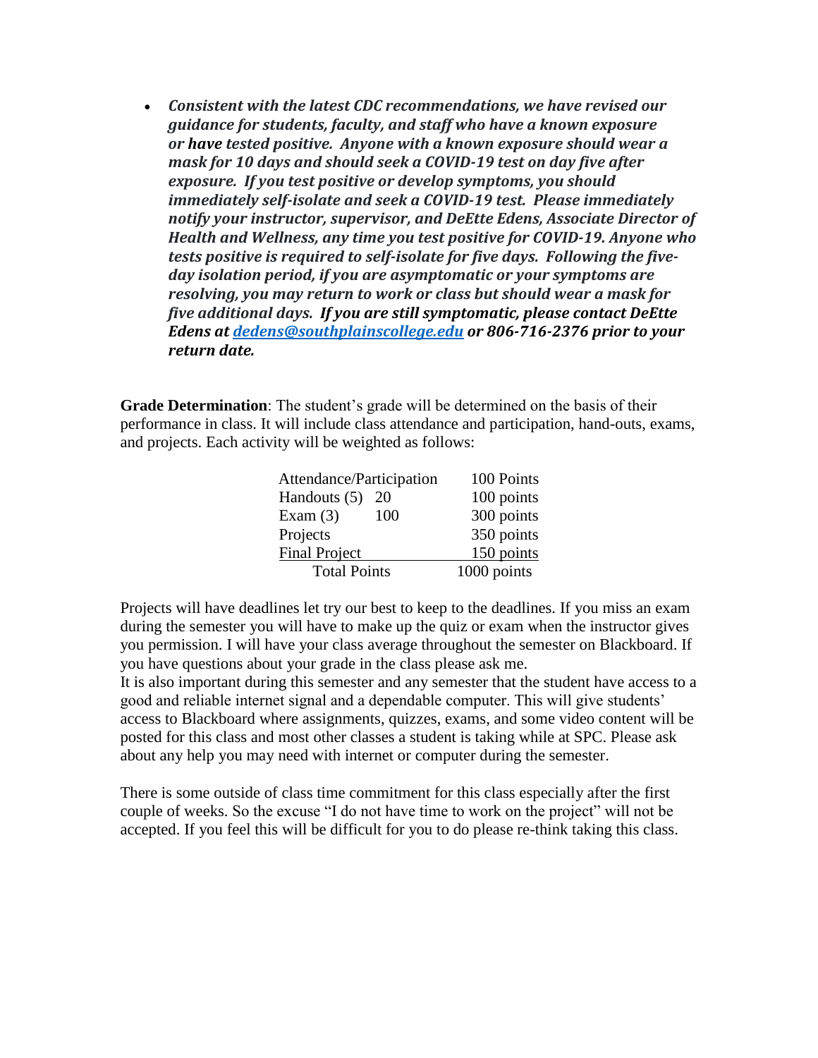- ***Consistent with the latest CDC recommendations, we have revised our guidance for students, faculty, and staff who have a known exposure or have tested positive. Anyone with a known exposure should wear a mask for 10 days and should seek a COVID-19 test on day five after exposure. If you test positive or develop symptoms, you should immediately self-isolate and seek a COVID-19 test. Please immediately notify your instructor, supervisor, and DeEtte Edens, Associate Director of Health and Wellness, any time you test positive for COVID-19. Anyone who tests positive is required to self-isolate for five days. Following the five-day isolation period, if you are asymptomatic or your symptoms are resolving, you may return to work or class but should wear a mask for five additional days. If you are still symptomatic, please contact DeEtte Edens at [dedens@southplainscollege.edu](mailto:dedens@southplainscollege.edu) or 806-716-2376 prior to your return date.***

**Grade Determination**: The student's grade will be determined on the basis of their performance in class. It will include class attendance and participation, hand-outs, exams, and projects. Each activity will be weighted as follows:

| Activity | | Points |
|---|---|---|
| Attendance/Participation | | 100 Points |
| Handouts (5) | 20 | 100 points |
| Exam (3) | 100 | 300 points |
| Projects | | 350 points |
| Final Project | | 150 points |
| Total Points | | 1000 points |

Projects will have deadlines let try our best to keep to the deadlines. If you miss an exam during the semester you will have to make up the quiz or exam when the instructor gives you permission. I will have your class average throughout the semester on Blackboard. If you have questions about your grade in the class please ask me.
It is also important during this semester and any semester that the student have access to a good and reliable internet signal and a dependable computer. This will give students' access to Blackboard where assignments, quizzes, exams, and some video content will be posted for this class and most other classes a student is taking while at SPC. Please ask about any help you may need with internet or computer during the semester.

There is some outside of class time commitment for this class especially after the first couple of weeks. So the excuse "I do not have time to work on the project" will not be accepted. If you feel this will be difficult for you to do please re-think taking this class.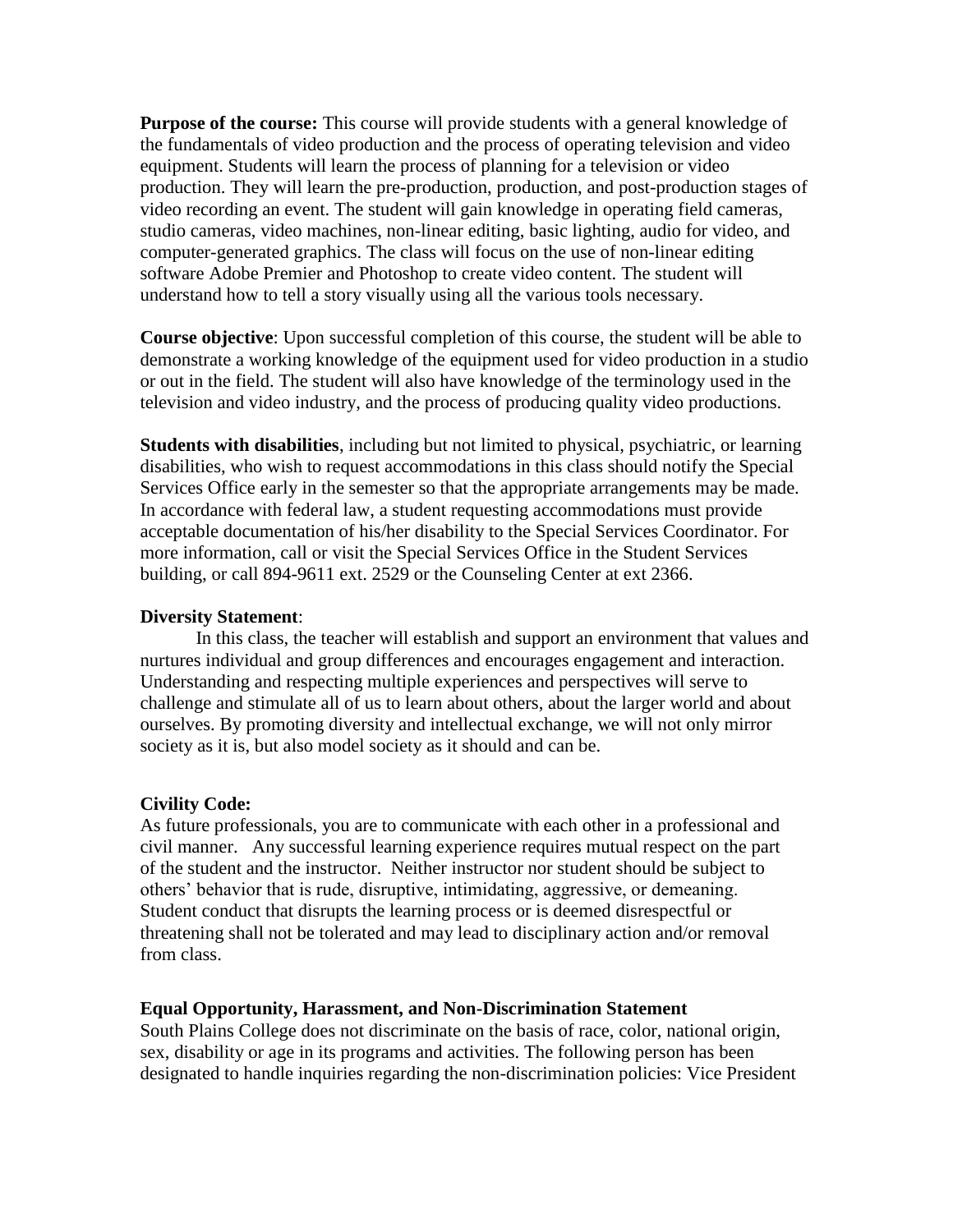**Purpose of the course:** This course will provide students with a general knowledge of the fundamentals of video production and the process of operating television and video equipment. Students will learn the process of planning for a television or video production. They will learn the pre-production, production, and post-production stages of video recording an event. The student will gain knowledge in operating field cameras, studio cameras, video machines, non-linear editing, basic lighting, audio for video, and computer-generated graphics. The class will focus on the use of non-linear editing software Adobe Premier and Photoshop to create video content. The student will understand how to tell a story visually using all the various tools necessary.

**Course objective**: Upon successful completion of this course, the student will be able to demonstrate a working knowledge of the equipment used for video production in a studio or out in the field. The student will also have knowledge of the terminology used in the television and video industry, and the process of producing quality video productions.

**Students with disabilities**, including but not limited to physical, psychiatric, or learning disabilities, who wish to request accommodations in this class should notify the Special Services Office early in the semester so that the appropriate arrangements may be made. In accordance with federal law, a student requesting accommodations must provide acceptable documentation of his/her disability to the Special Services Coordinator. For more information, call or visit the Special Services Office in the Student Services building, or call 894-9611 ext. 2529 or the Counseling Center at ext 2366.

**Diversity Statement**:

In this class, the teacher will establish and support an environment that values and nurtures individual and group differences and encourages engagement and interaction. Understanding and respecting multiple experiences and perspectives will serve to challenge and stimulate all of us to learn about others, about the larger world and about ourselves. By promoting diversity and intellectual exchange, we will not only mirror society as it is, but also model society as it should and can be.

**Civility Code:**

As future professionals, you are to communicate with each other in a professional and civil manner. Any successful learning experience requires mutual respect on the part of the student and the instructor. Neither instructor nor student should be subject to others' behavior that is rude, disruptive, intimidating, aggressive, or demeaning. Student conduct that disrupts the learning process or is deemed disrespectful or threatening shall not be tolerated and may lead to disciplinary action and/or removal from class.

**Equal Opportunity, Harassment, and Non-Discrimination Statement**

South Plains College does not discriminate on the basis of race, color, national origin, sex, disability or age in its programs and activities. The following person has been designated to handle inquiries regarding the non-discrimination policies: Vice President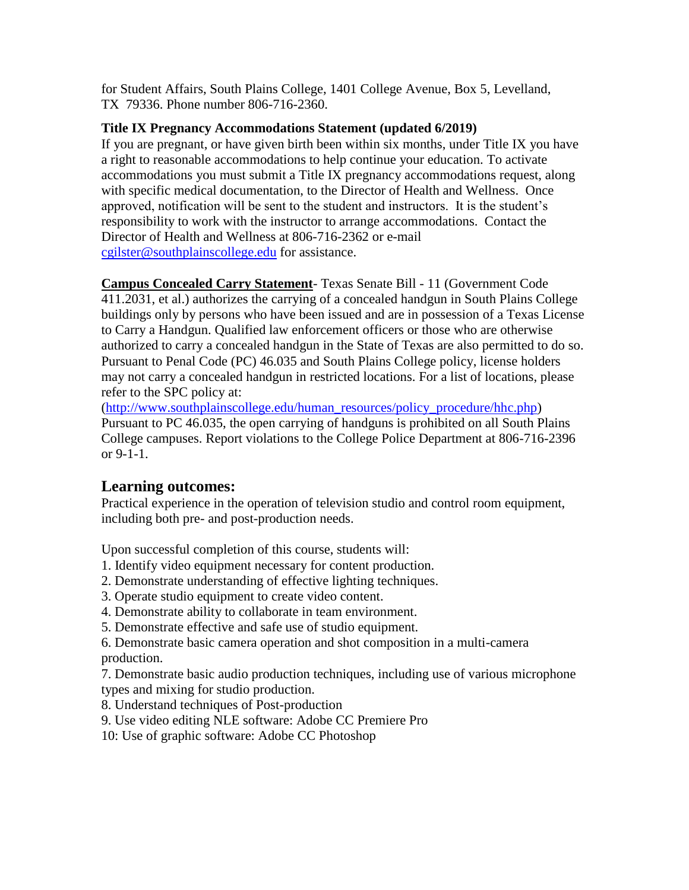for Student Affairs, South Plains College, 1401 College Avenue, Box 5, Levelland, TX 79336. Phone number 806-716-2360.

**Title IX Pregnancy Accommodations Statement (updated 6/2019)**
If you are pregnant, or have given birth been within six months, under Title IX you have a right to reasonable accommodations to help continue your education. To activate accommodations you must submit a Title IX pregnancy accommodations request, along with specific medical documentation, to the Director of Health and Wellness. Once approved, notification will be sent to the student and instructors. It is the student's responsibility to work with the instructor to arrange accommodations. Contact the Director of Health and Wellness at 806-716-2362 or e-mail cgilster@southplainscollege.edu for assistance.

**Campus Concealed Carry Statement**- Texas Senate Bill - 11 (Government Code 411.2031, et al.) authorizes the carrying of a concealed handgun in South Plains College buildings only by persons who have been issued and are in possession of a Texas License to Carry a Handgun. Qualified law enforcement officers or those who are otherwise authorized to carry a concealed handgun in the State of Texas are also permitted to do so. Pursuant to Penal Code (PC) 46.035 and South Plains College policy, license holders may not carry a concealed handgun in restricted locations. For a list of locations, please refer to the SPC policy at: (http://www.southplainscollege.edu/human_resources/policy_procedure/hhc.php) Pursuant to PC 46.035, the open carrying of handguns is prohibited on all South Plains College campuses. Report violations to the College Police Department at 806-716-2396 or 9-1-1.

## Learning outcomes:

Practical experience in the operation of television studio and control room equipment, including both pre- and post-production needs.

Upon successful completion of this course, students will:

1. Identify video equipment necessary for content production.
2. Demonstrate understanding of effective lighting techniques.
3. Operate studio equipment to create video content.
4. Demonstrate ability to collaborate in team environment.
5. Demonstrate effective and safe use of studio equipment.
6. Demonstrate basic camera operation and shot composition in a multi-camera production.
7. Demonstrate basic audio production techniques, including use of various microphone types and mixing for studio production.
8. Understand techniques of Post-production
9. Use video editing NLE software: Adobe CC Premiere Pro

10: Use of graphic software: Adobe CC Photoshop